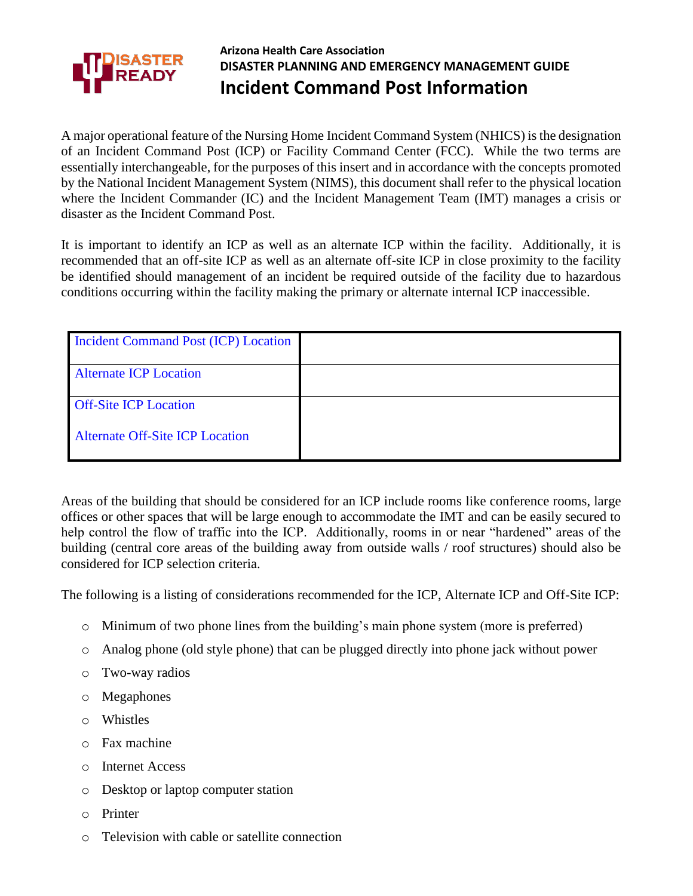Arizona Health Care Association
**DISASTER PLANNING AND EMERGENCY MANAGEMENT GUIDE**

# Incident Command Post Information

A major operational feature of the Nursing Home Incident Command System (NHICS) is the designation of an Incident Command Post (ICP) or Facility Command Center (FCC). While the two terms are essentially interchangeable, for the purposes of this insert and in accordance with the concepts promoted by the National Incident Management System (NIMS), this document shall refer to the physical location where the Incident Commander (IC) and the Incident Management Team (IMT) manages a crisis or disaster as the Incident Command Post.

It is important to identify an ICP as well as an alternate ICP within the facility. Additionally, it is recommended that an off-site ICP as well as an alternate off-site ICP in close proximity to the facility be identified should management of an incident be required outside of the facility due to hazardous conditions occurring within the facility making the primary or alternate internal ICP inaccessible.

| | |
|---|---|
| Incident Command Post (ICP) Location | |
| Alternate ICP Location | |
| Off-Site ICP Location<br><br>Alternate Off-Site ICP Location | |

Areas of the building that should be considered for an ICP include rooms like conference rooms, large offices or other spaces that will be large enough to accommodate the IMT and can be easily secured to help control the flow of traffic into the ICP. Additionally, rooms in or near "hardened" areas of the building (central core areas of the building away from outside walls / roof structures) should also be considered for ICP selection criteria.

The following is a listing of considerations recommended for the ICP, Alternate ICP and Off-Site ICP:

- Minimum of two phone lines from the building's main phone system (more is preferred)
- Analog phone (old style phone) that can be plugged directly into phone jack without power
- Two-way radios
- Megaphones
- Whistles
- Fax machine
- Internet Access
- Desktop or laptop computer station
- Printer
- Television with cable or satellite connection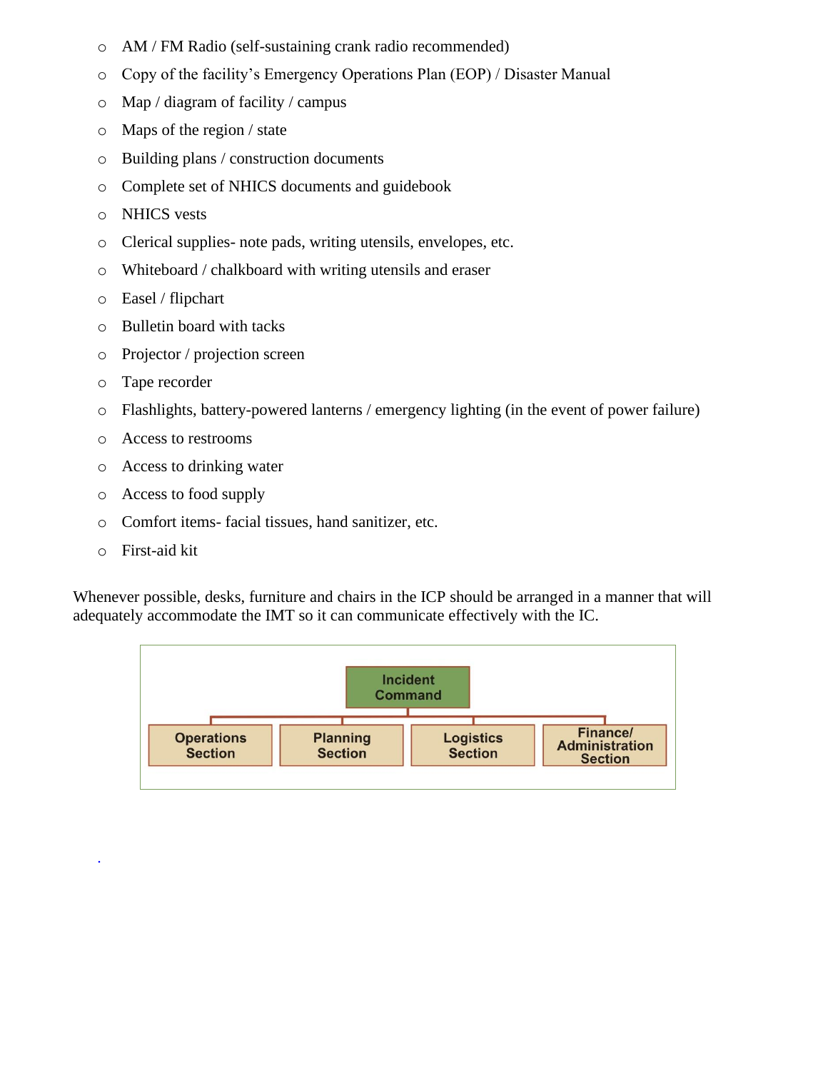- AM / FM Radio (self-sustaining crank radio recommended)
- Copy of the facility's Emergency Operations Plan (EOP) / Disaster Manual
- Map / diagram of facility / campus
- Maps of the region / state
- Building plans / construction documents
- Complete set of NHICS documents and guidebook
- NHICS vests
- Clerical supplies- note pads, writing utensils, envelopes, etc.
- Whiteboard / chalkboard with writing utensils and eraser
- Easel / flipchart
- Bulletin board with tacks
- Projector / projection screen
- Tape recorder
- Flashlights, battery-powered lanterns / emergency lighting (in the event of power failure)
- Access to restrooms
- Access to drinking water
- Access to food supply
- Comfort items- facial tissues, hand sanitizer, etc.
- First-aid kit

Whenever possible, desks, furniture and chairs in the ICP should be arranged in a manner that will adequately accommodate the IMT so it can communicate effectively with the IC.

Incident Command

Operations Section

Planning Section

Logistics Section

Finance/ Administration Section